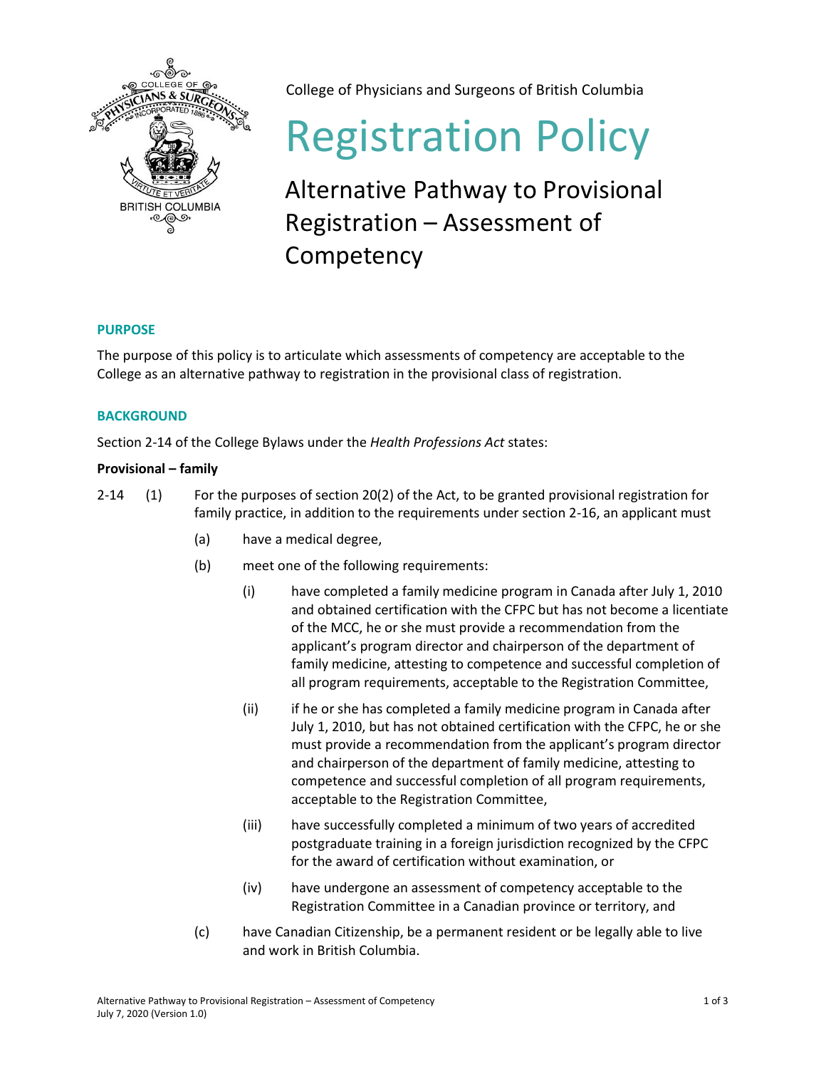College of Physicians and Surgeons of British Columbia

# Registration Policy

## Alternative Pathway to Provisional Registration – Assessment of Competency

### PURPOSE

The purpose of this policy is to articulate which assessments of competency are acceptable to the College as an alternative pathway to registration in the provisional class of registration.

### BACKGROUND

Section 2-14 of the College Bylaws under the *Health Professions Act* states:

**Provisional – family**

2-14 (1) For the purposes of section 20(2) of the Act, to be granted provisional registration for family practice, in addition to the requirements under section 2-16, an applicant must

- (a) have a medical degree,
- (b) meet one of the following requirements:
  - (i) have completed a family medicine program in Canada after July 1, 2010 and obtained certification with the CFPC but has not become a licentiate of the MCC, he or she must provide a recommendation from the applicant's program director and chairperson of the department of family medicine, attesting to competence and successful completion of all program requirements, acceptable to the Registration Committee,
  - (ii) if he or she has completed a family medicine program in Canada after July 1, 2010, but has not obtained certification with the CFPC, he or she must provide a recommendation from the applicant's program director and chairperson of the department of family medicine, attesting to competence and successful completion of all program requirements, acceptable to the Registration Committee,
  - (iii) have successfully completed a minimum of two years of accredited postgraduate training in a foreign jurisdiction recognized by the CFPC for the award of certification without examination, or
  - (iv) have undergone an assessment of competency acceptable to the Registration Committee in a Canadian province or territory, and
- (c) have Canadian Citizenship, be a permanent resident or be legally able to live and work in British Columbia.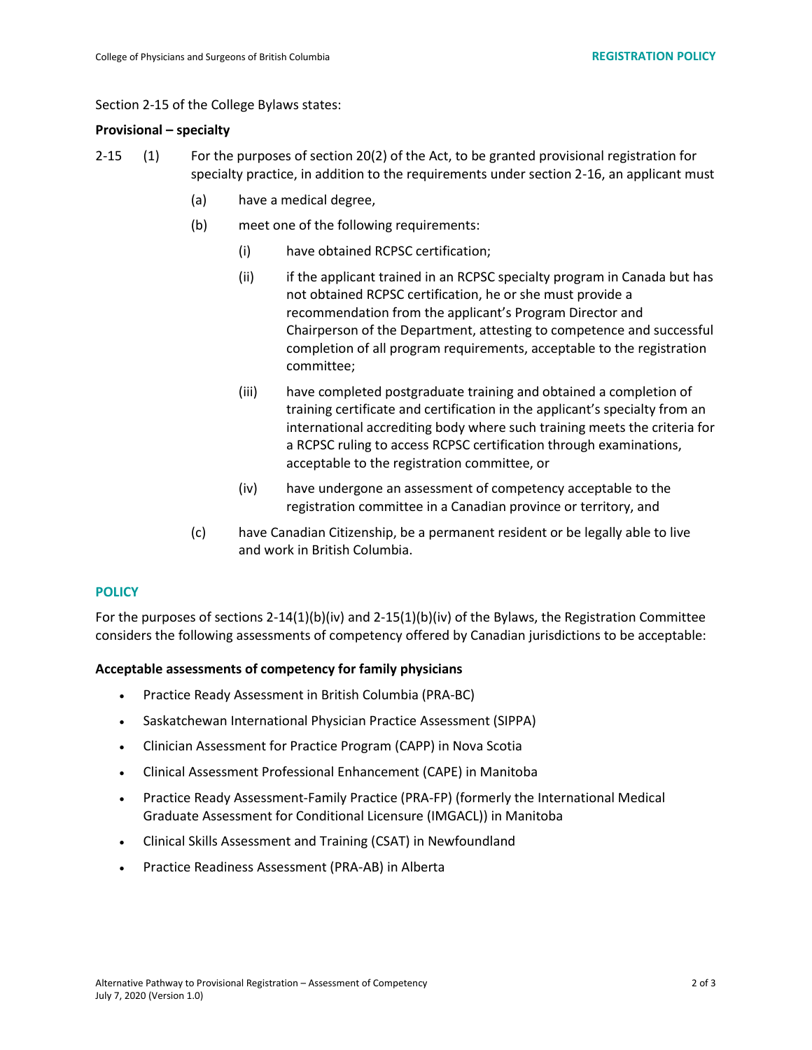Section 2-15 of the College Bylaws states:

**Provisional – specialty**

2-15 (1) For the purposes of section 20(2) of the Act, to be granted provisional registration for specialty practice, in addition to the requirements under section 2-16, an applicant must

(a) have a medical degree,

(b) meet one of the following requirements:

(i) have obtained RCPSC certification;

(ii) if the applicant trained in an RCPSC specialty program in Canada but has not obtained RCPSC certification, he or she must provide a recommendation from the applicant's Program Director and Chairperson of the Department, attesting to competence and successful completion of all program requirements, acceptable to the registration committee;

(iii) have completed postgraduate training and obtained a completion of training certificate and certification in the applicant's specialty from an international accrediting body where such training meets the criteria for a RCPSC ruling to access RCPSC certification through examinations, acceptable to the registration committee, or

(iv) have undergone an assessment of competency acceptable to the registration committee in a Canadian province or territory, and

(c) have Canadian Citizenship, be a permanent resident or be legally able to live and work in British Columbia.

## POLICY

For the purposes of sections 2-14(1)(b)(iv) and 2-15(1)(b)(iv) of the Bylaws, the Registration Committee considers the following assessments of competency offered by Canadian jurisdictions to be acceptable:

**Acceptable assessments of competency for family physicians**

- Practice Ready Assessment in British Columbia (PRA-BC)
- Saskatchewan International Physician Practice Assessment (SIPPA)
- Clinician Assessment for Practice Program (CAPP) in Nova Scotia
- Clinical Assessment Professional Enhancement (CAPE) in Manitoba
- Practice Ready Assessment-Family Practice (PRA-FP) (formerly the International Medical Graduate Assessment for Conditional Licensure (IMGACL)) in Manitoba
- Clinical Skills Assessment and Training (CSAT) in Newfoundland
- Practice Readiness Assessment (PRA-AB) in Alberta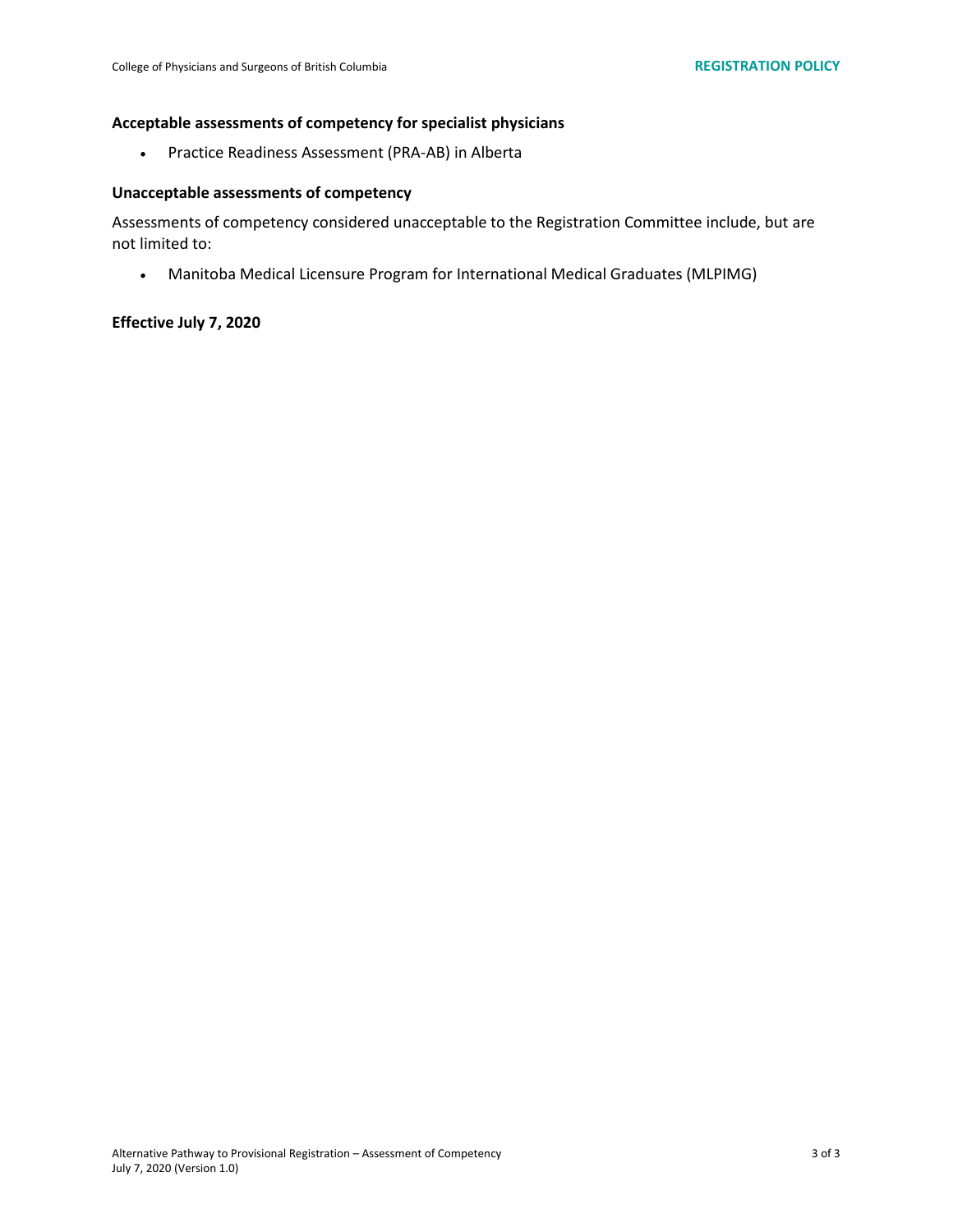### Acceptable assessments of competency for specialist physicians

- Practice Readiness Assessment (PRA-AB) in Alberta

### Unacceptable assessments of competency

Assessments of competency considered unacceptable to the Registration Committee include, but are not limited to:

- Manitoba Medical Licensure Program for International Medical Graduates (MLPIMG)

**Effective July 7, 2020**